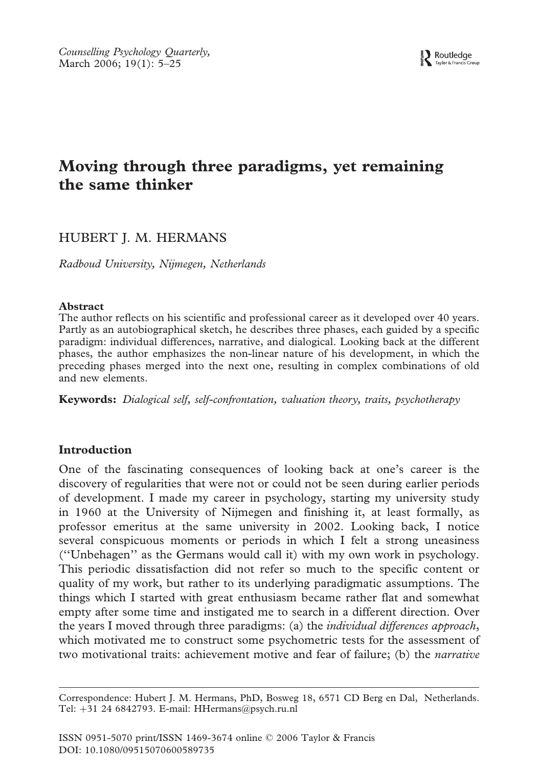# Moving through three paradigms, yet remaining the same thinker

HUBERT J. M. HERMANS

*Radboud University, Nijmegen, Netherlands*

### Abstract

The author reflects on his scientific and professional career as it developed over 40 years. Partly as an autobiographical sketch, he describes three phases, each guided by a specific paradigm: individual differences, narrative, and dialogical. Looking back at the different phases, the author emphasizes the non-linear nature of his development, in which the preceding phases merged into the next one, resulting in complex combinations of old and new elements.

**Keywords:** *Dialogical self, self-confrontation, valuation theory, traits, psychotherapy*

## Introduction

One of the fascinating consequences of looking back at one's career is the discovery of regularities that were not or could not be seen during earlier periods of development. I made my career in psychology, starting my university study in 1960 at the University of Nijmegen and finishing it, at least formally, as professor emeritus at the same university in 2002. Looking back, I notice several conspicuous moments or periods in which I felt a strong uneasiness ("Unbehagen" as the Germans would call it) with my own work in psychology. This periodic dissatisfaction did not refer so much to the specific content or quality of my work, but rather to its underlying paradigmatic assumptions. The things which I started with great enthusiasm became rather flat and somewhat empty after some time and instigated me to search in a different direction. Over the years I moved through three paradigms: (a) the *individual differences approach*, which motivated me to construct some psychometric tests for the assessment of two motivational traits: achievement motive and fear of failure; (b) the *narrative*

Correspondence: Hubert J. M. Hermans, PhD, Bosweg 18, 6571 CD Berg en Dal, Netherlands. Tel: +31 24 6842793. E-mail: HHermans@psych.ru.nl

ISSN 0951-5070 print/ISSN 1469-3674 online © 2006 Taylor & Francis
DOI: 10.1080/09515070600589735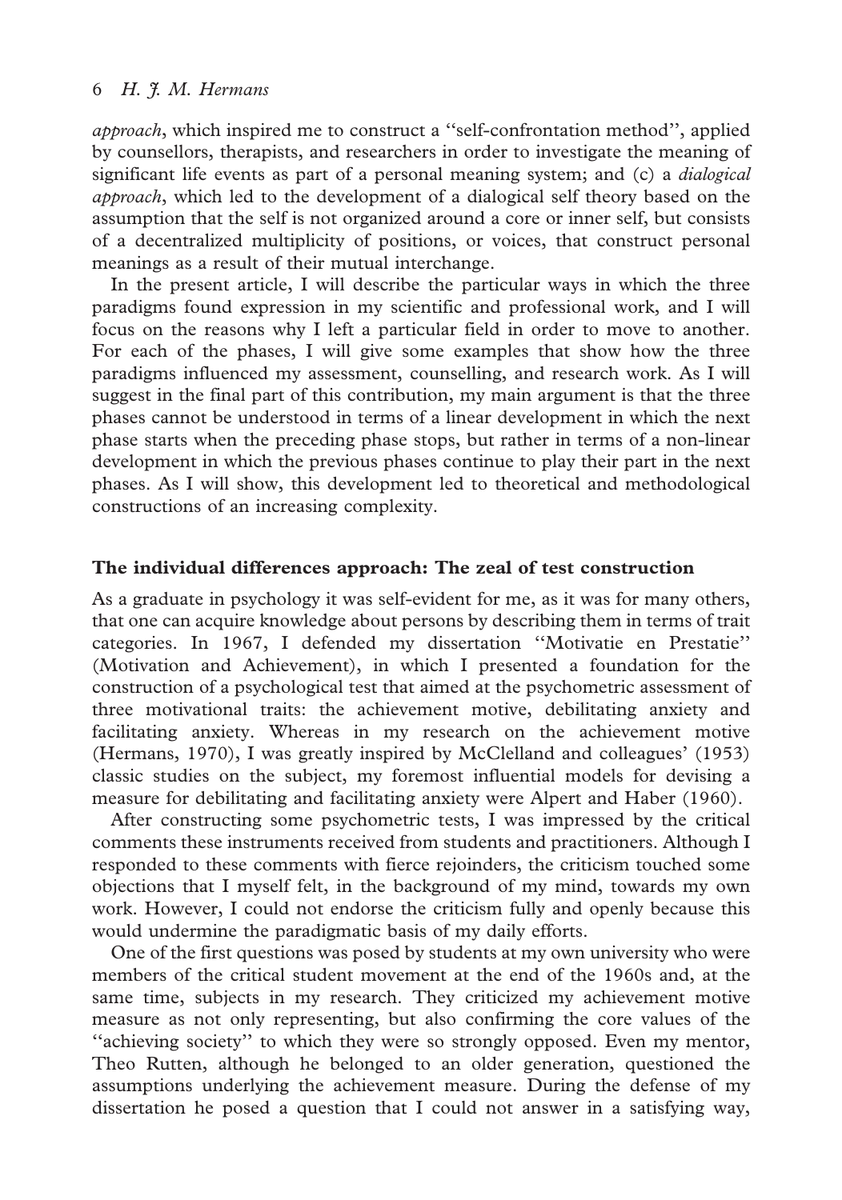*approach*, which inspired me to construct a ''self-confrontation method'', applied by counsellors, therapists, and researchers in order to investigate the meaning of significant life events as part of a personal meaning system; and (c) a *dialogical approach*, which led to the development of a dialogical self theory based on the assumption that the self is not organized around a core or inner self, but consists of a decentralized multiplicity of positions, or voices, that construct personal meanings as a result of their mutual interchange.

In the present article, I will describe the particular ways in which the three paradigms found expression in my scientific and professional work, and I will focus on the reasons why I left a particular field in order to move to another. For each of the phases, I will give some examples that show how the three paradigms influenced my assessment, counselling, and research work. As I will suggest in the final part of this contribution, my main argument is that the three phases cannot be understood in terms of a linear development in which the next phase starts when the preceding phase stops, but rather in terms of a non-linear development in which the previous phases continue to play their part in the next phases. As I will show, this development led to theoretical and methodological constructions of an increasing complexity.

## The individual differences approach: The zeal of test construction

As a graduate in psychology it was self-evident for me, as it was for many others, that one can acquire knowledge about persons by describing them in terms of trait categories. In 1967, I defended my dissertation ''Motivatie en Prestatie'' (Motivation and Achievement), in which I presented a foundation for the construction of a psychological test that aimed at the psychometric assessment of three motivational traits: the achievement motive, debilitating anxiety and facilitating anxiety. Whereas in my research on the achievement motive (Hermans, 1970), I was greatly inspired by McClelland and colleagues' (1953) classic studies on the subject, my foremost influential models for devising a measure for debilitating and facilitating anxiety were Alpert and Haber (1960).

After constructing some psychometric tests, I was impressed by the critical comments these instruments received from students and practitioners. Although I responded to these comments with fierce rejoinders, the criticism touched some objections that I myself felt, in the background of my mind, towards my own work. However, I could not endorse the criticism fully and openly because this would undermine the paradigmatic basis of my daily efforts.

One of the first questions was posed by students at my own university who were members of the critical student movement at the end of the 1960s and, at the same time, subjects in my research. They criticized my achievement motive measure as not only representing, but also confirming the core values of the ''achieving society'' to which they were so strongly opposed. Even my mentor, Theo Rutten, although he belonged to an older generation, questioned the assumptions underlying the achievement measure. During the defense of my dissertation he posed a question that I could not answer in a satisfying way,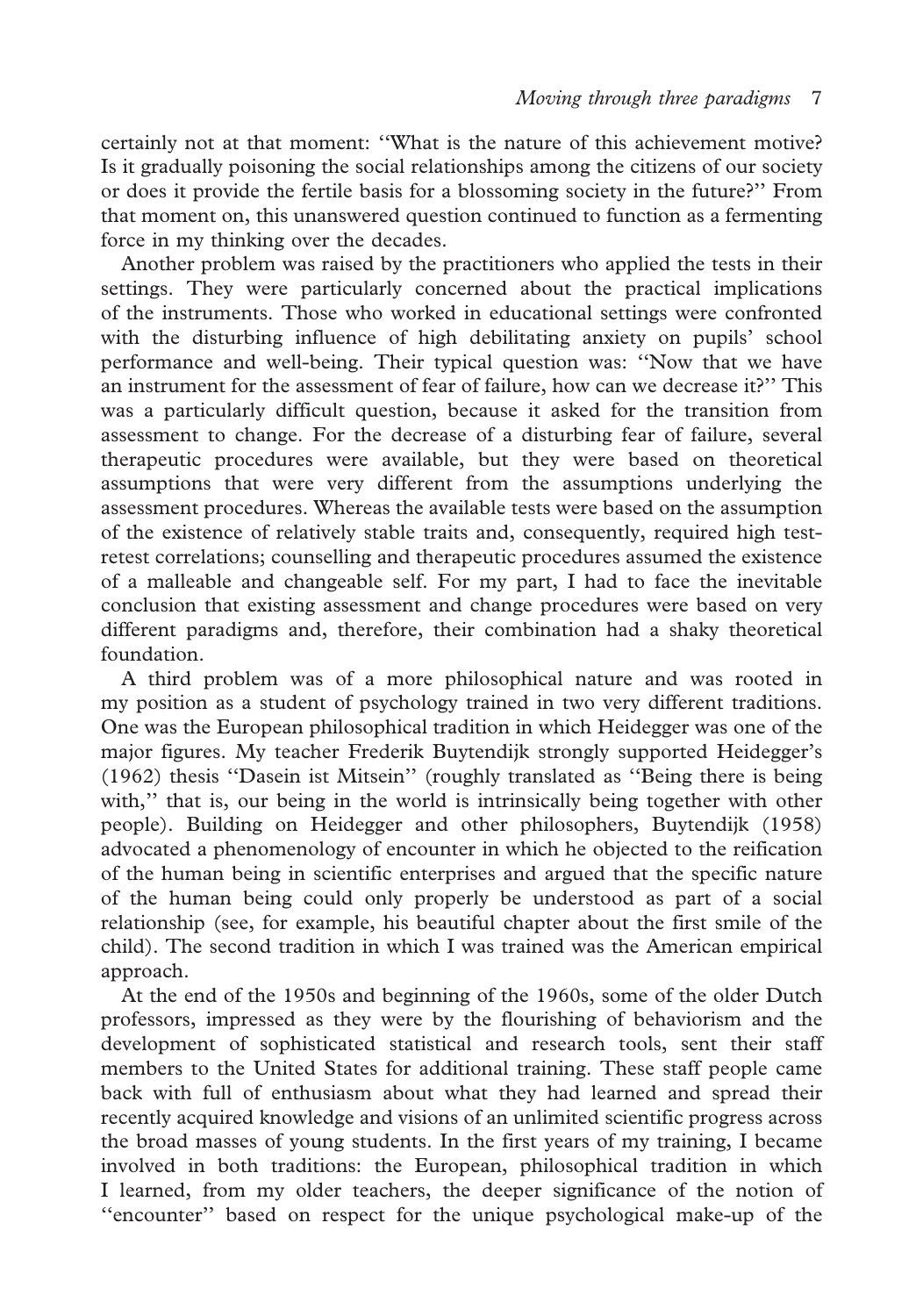certainly not at that moment: "What is the nature of this achievement motive? Is it gradually poisoning the social relationships among the citizens of our society or does it provide the fertile basis for a blossoming society in the future?" From that moment on, this unanswered question continued to function as a fermenting force in my thinking over the decades.

Another problem was raised by the practitioners who applied the tests in their settings. They were particularly concerned about the practical implications of the instruments. Those who worked in educational settings were confronted with the disturbing influence of high debilitating anxiety on pupils' school performance and well-being. Their typical question was: "Now that we have an instrument for the assessment of fear of failure, how can we decrease it?" This was a particularly difficult question, because it asked for the transition from assessment to change. For the decrease of a disturbing fear of failure, several therapeutic procedures were available, but they were based on theoretical assumptions that were very different from the assumptions underlying the assessment procedures. Whereas the available tests were based on the assumption of the existence of relatively stable traits and, consequently, required high test-retest correlations; counselling and therapeutic procedures assumed the existence of a malleable and changeable self. For my part, I had to face the inevitable conclusion that existing assessment and change procedures were based on very different paradigms and, therefore, their combination had a shaky theoretical foundation.

A third problem was of a more philosophical nature and was rooted in my position as a student of psychology trained in two very different traditions. One was the European philosophical tradition in which Heidegger was one of the major figures. My teacher Frederik Buytendijk strongly supported Heidegger's (1962) thesis "Dasein ist Mitsein" (roughly translated as "Being there is being with," that is, our being in the world is intrinsically being together with other people). Building on Heidegger and other philosophers, Buytendijk (1958) advocated a phenomenology of encounter in which he objected to the reification of the human being in scientific enterprises and argued that the specific nature of the human being could only properly be understood as part of a social relationship (see, for example, his beautiful chapter about the first smile of the child). The second tradition in which I was trained was the American empirical approach.

At the end of the 1950s and beginning of the 1960s, some of the older Dutch professors, impressed as they were by the flourishing of behaviorism and the development of sophisticated statistical and research tools, sent their staff members to the United States for additional training. These staff people came back with full of enthusiasm about what they had learned and spread their recently acquired knowledge and visions of an unlimited scientific progress across the broad masses of young students. In the first years of my training, I became involved in both traditions: the European, philosophical tradition in which I learned, from my older teachers, the deeper significance of the notion of "encounter" based on respect for the unique psychological make-up of the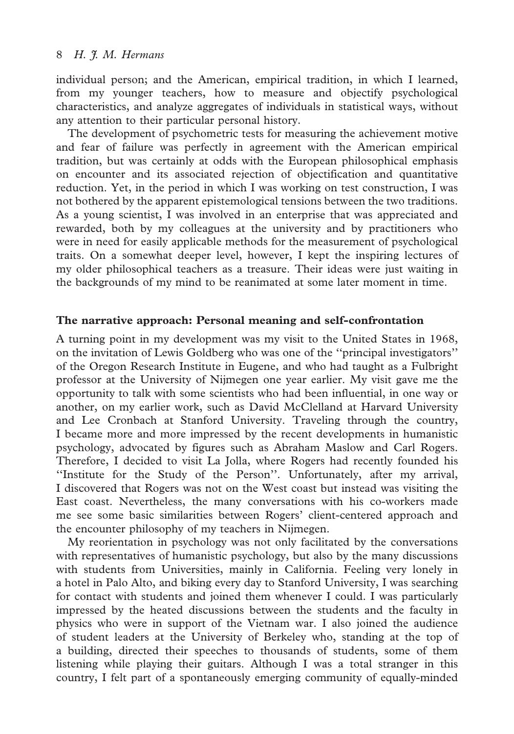individual person; and the American, empirical tradition, in which I learned, from my younger teachers, how to measure and objectify psychological characteristics, and analyze aggregates of individuals in statistical ways, without any attention to their particular personal history.

The development of psychometric tests for measuring the achievement motive and fear of failure was perfectly in agreement with the American empirical tradition, but was certainly at odds with the European philosophical emphasis on encounter and its associated rejection of objectification and quantitative reduction. Yet, in the period in which I was working on test construction, I was not bothered by the apparent epistemological tensions between the two traditions. As a young scientist, I was involved in an enterprise that was appreciated and rewarded, both by my colleagues at the university and by practitioners who were in need for easily applicable methods for the measurement of psychological traits. On a somewhat deeper level, however, I kept the inspiring lectures of my older philosophical teachers as a treasure. Their ideas were just waiting in the backgrounds of my mind to be reanimated at some later moment in time.

## The narrative approach: Personal meaning and self-confrontation

A turning point in my development was my visit to the United States in 1968, on the invitation of Lewis Goldberg who was one of the ''principal investigators'' of the Oregon Research Institute in Eugene, and who had taught as a Fulbright professor at the University of Nijmegen one year earlier. My visit gave me the opportunity to talk with some scientists who had been influential, in one way or another, on my earlier work, such as David McClelland at Harvard University and Lee Cronbach at Stanford University. Traveling through the country, I became more and more impressed by the recent developments in humanistic psychology, advocated by figures such as Abraham Maslow and Carl Rogers. Therefore, I decided to visit La Jolla, where Rogers had recently founded his ''Institute for the Study of the Person''. Unfortunately, after my arrival, I discovered that Rogers was not on the West coast but instead was visiting the East coast. Nevertheless, the many conversations with his co-workers made me see some basic similarities between Rogers' client-centered approach and the encounter philosophy of my teachers in Nijmegen.

My reorientation in psychology was not only facilitated by the conversations with representatives of humanistic psychology, but also by the many discussions with students from Universities, mainly in California. Feeling very lonely in a hotel in Palo Alto, and biking every day to Stanford University, I was searching for contact with students and joined them whenever I could. I was particularly impressed by the heated discussions between the students and the faculty in physics who were in support of the Vietnam war. I also joined the audience of student leaders at the University of Berkeley who, standing at the top of a building, directed their speeches to thousands of students, some of them listening while playing their guitars. Although I was a total stranger in this country, I felt part of a spontaneously emerging community of equally-minded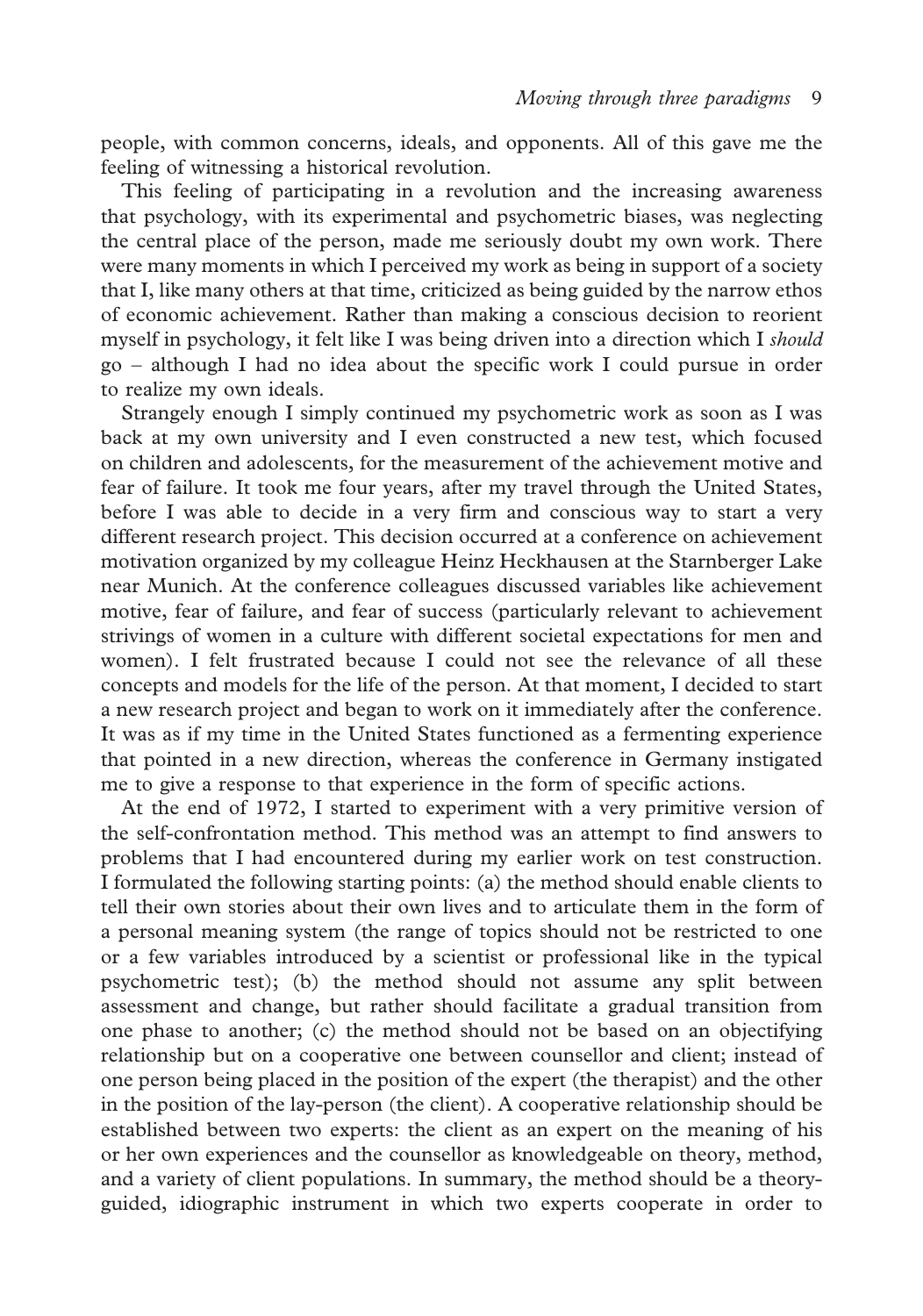people, with common concerns, ideals, and opponents. All of this gave me the feeling of witnessing a historical revolution.

This feeling of participating in a revolution and the increasing awareness that psychology, with its experimental and psychometric biases, was neglecting the central place of the person, made me seriously doubt my own work. There were many moments in which I perceived my work as being in support of a society that I, like many others at that time, criticized as being guided by the narrow ethos of economic achievement. Rather than making a conscious decision to reorient myself in psychology, it felt like I was being driven into a direction which I *should* go – although I had no idea about the specific work I could pursue in order to realize my own ideals.

Strangely enough I simply continued my psychometric work as soon as I was back at my own university and I even constructed a new test, which focused on children and adolescents, for the measurement of the achievement motive and fear of failure. It took me four years, after my travel through the United States, before I was able to decide in a very firm and conscious way to start a very different research project. This decision occurred at a conference on achievement motivation organized by my colleague Heinz Heckhausen at the Starnberger Lake near Munich. At the conference colleagues discussed variables like achievement motive, fear of failure, and fear of success (particularly relevant to achievement strivings of women in a culture with different societal expectations for men and women). I felt frustrated because I could not see the relevance of all these concepts and models for the life of the person. At that moment, I decided to start a new research project and began to work on it immediately after the conference. It was as if my time in the United States functioned as a fermenting experience that pointed in a new direction, whereas the conference in Germany instigated me to give a response to that experience in the form of specific actions.

At the end of 1972, I started to experiment with a very primitive version of the self-confrontation method. This method was an attempt to find answers to problems that I had encountered during my earlier work on test construction. I formulated the following starting points: (a) the method should enable clients to tell their own stories about their own lives and to articulate them in the form of a personal meaning system (the range of topics should not be restricted to one or a few variables introduced by a scientist or professional like in the typical psychometric test); (b) the method should not assume any split between assessment and change, but rather should facilitate a gradual transition from one phase to another; (c) the method should not be based on an objectifying relationship but on a cooperative one between counsellor and client; instead of one person being placed in the position of the expert (the therapist) and the other in the position of the lay-person (the client). A cooperative relationship should be established between two experts: the client as an expert on the meaning of his or her own experiences and the counsellor as knowledgeable on theory, method, and a variety of client populations. In summary, the method should be a theory-guided, idiographic instrument in which two experts cooperate in order to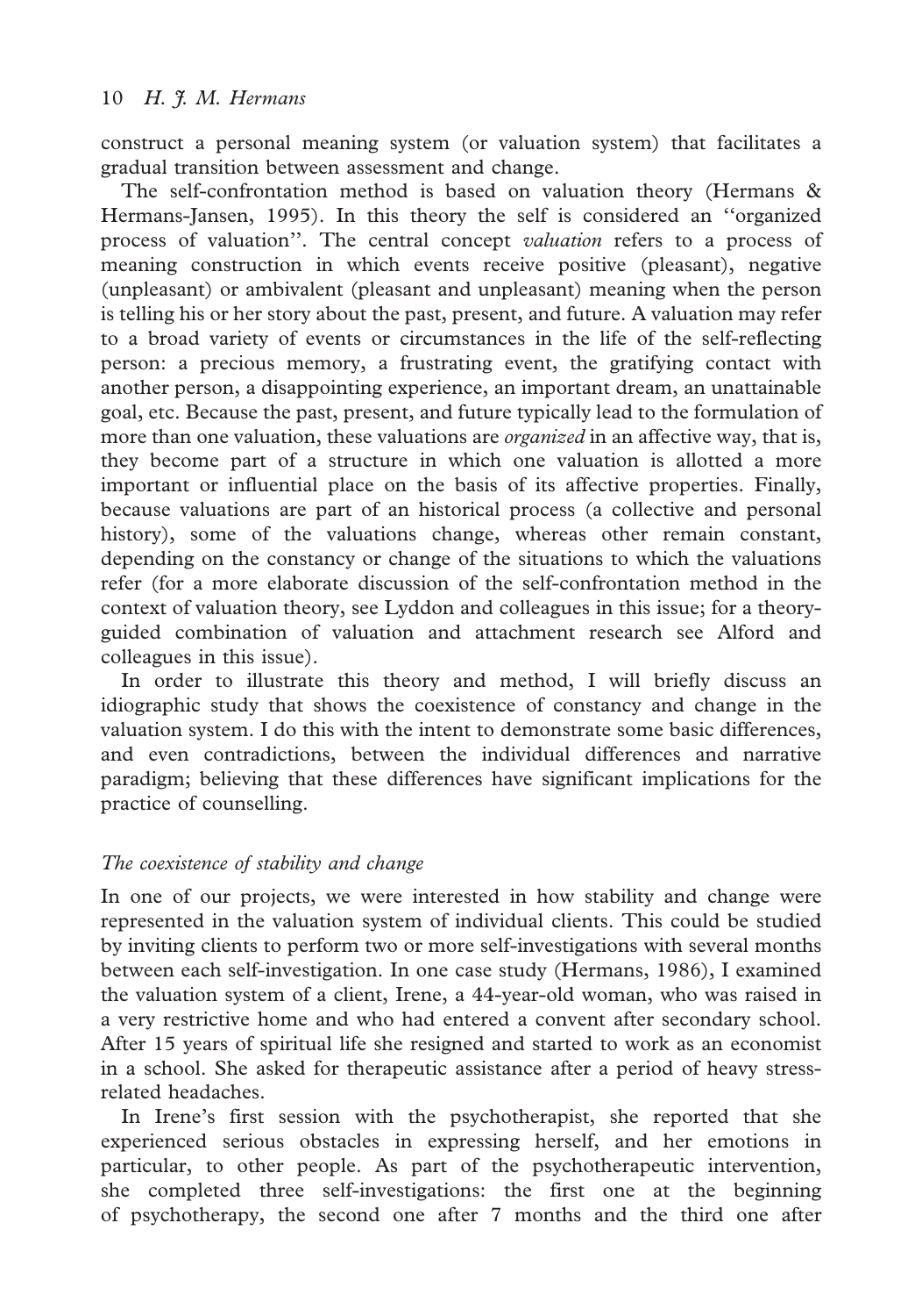construct a personal meaning system (or valuation system) that facilitates a gradual transition between assessment and change.

The self-confrontation method is based on valuation theory (Hermans & Hermans-Jansen, 1995). In this theory the self is considered an ''organized process of valuation''. The central concept *valuation* refers to a process of meaning construction in which events receive positive (pleasant), negative (unpleasant) or ambivalent (pleasant and unpleasant) meaning when the person is telling his or her story about the past, present, and future. A valuation may refer to a broad variety of events or circumstances in the life of the self-reflecting person: a precious memory, a frustrating event, the gratifying contact with another person, a disappointing experience, an important dream, an unattainable goal, etc. Because the past, present, and future typically lead to the formulation of more than one valuation, these valuations are *organized* in an affective way, that is, they become part of a structure in which one valuation is allotted a more important or influential place on the basis of its affective properties. Finally, because valuations are part of an historical process (a collective and personal history), some of the valuations change, whereas other remain constant, depending on the constancy or change of the situations to which the valuations refer (for a more elaborate discussion of the self-confrontation method in the context of valuation theory, see Lyddon and colleagues in this issue; for a theory-guided combination of valuation and attachment research see Alford and colleagues in this issue).

In order to illustrate this theory and method, I will briefly discuss an idiographic study that shows the coexistence of constancy and change in the valuation system. I do this with the intent to demonstrate some basic differences, and even contradictions, between the individual differences and narrative paradigm; believing that these differences have significant implications for the practice of counselling.

### *The coexistence of stability and change*

In one of our projects, we were interested in how stability and change were represented in the valuation system of individual clients. This could be studied by inviting clients to perform two or more self-investigations with several months between each self-investigation. In one case study (Hermans, 1986), I examined the valuation system of a client, Irene, a 44-year-old woman, who was raised in a very restrictive home and who had entered a convent after secondary school. After 15 years of spiritual life she resigned and started to work as an economist in a school. She asked for therapeutic assistance after a period of heavy stress-related headaches.

In Irene's first session with the psychotherapist, she reported that she experienced serious obstacles in expressing herself, and her emotions in particular, to other people. As part of the psychotherapeutic intervention, she completed three self-investigations: the first one at the beginning of psychotherapy, the second one after 7 months and the third one after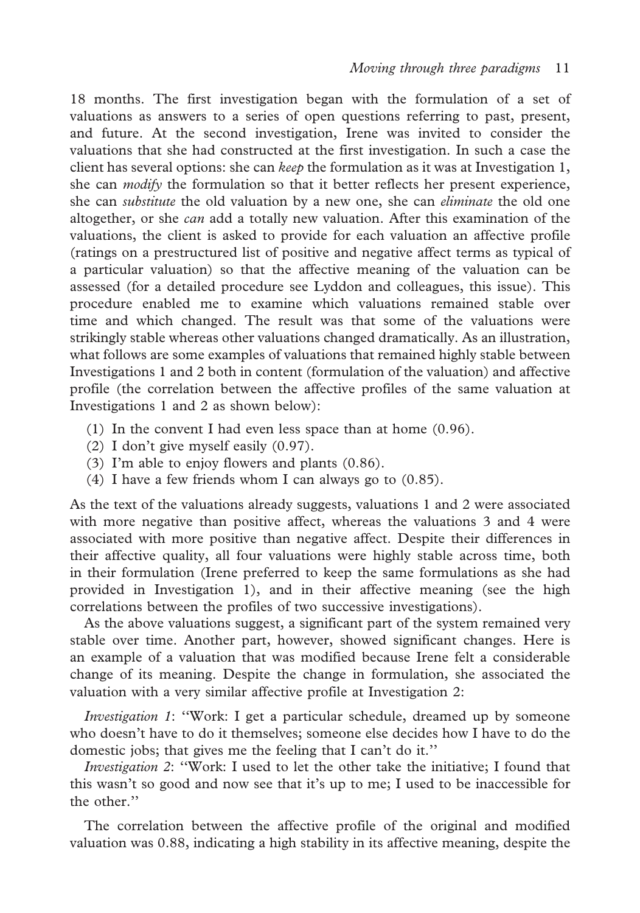18 months. The first investigation began with the formulation of a set of valuations as answers to a series of open questions referring to past, present, and future. At the second investigation, Irene was invited to consider the valuations that she had constructed at the first investigation. In such a case the client has several options: she can *keep* the formulation as it was at Investigation 1, she can *modify* the formulation so that it better reflects her present experience, she can *substitute* the old valuation by a new one, she can *eliminate* the old one altogether, or she *can* add a totally new valuation. After this examination of the valuations, the client is asked to provide for each valuation an affective profile (ratings on a prestructured list of positive and negative affect terms as typical of a particular valuation) so that the affective meaning of the valuation can be assessed (for a detailed procedure see Lyddon and colleagues, this issue). This procedure enabled me to examine which valuations remained stable over time and which changed. The result was that some of the valuations were strikingly stable whereas other valuations changed dramatically. As an illustration, what follows are some examples of valuations that remained highly stable between Investigations 1 and 2 both in content (formulation of the valuation) and affective profile (the correlation between the affective profiles of the same valuation at Investigations 1 and 2 as shown below):

(1) In the convent I had even less space than at home (0.96).
(2) I don't give myself easily (0.97).
(3) I'm able to enjoy flowers and plants (0.86).
(4) I have a few friends whom I can always go to (0.85).

As the text of the valuations already suggests, valuations 1 and 2 were associated with more negative than positive affect, whereas the valuations 3 and 4 were associated with more positive than negative affect. Despite their differences in their affective quality, all four valuations were highly stable across time, both in their formulation (Irene preferred to keep the same formulations as she had provided in Investigation 1), and in their affective meaning (see the high correlations between the profiles of two successive investigations).

As the above valuations suggest, a significant part of the system remained very stable over time. Another part, however, showed significant changes. Here is an example of a valuation that was modified because Irene felt a considerable change of its meaning. Despite the change in formulation, she associated the valuation with a very similar affective profile at Investigation 2:

*Investigation 1*: "Work: I get a particular schedule, dreamed up by someone who doesn't have to do it themselves; someone else decides how I have to do the domestic jobs; that gives me the feeling that I can't do it."

*Investigation 2*: "Work: I used to let the other take the initiative; I found that this wasn't so good and now see that it's up to me; I used to be inaccessible for the other."

The correlation between the affective profile of the original and modified valuation was 0.88, indicating a high stability in its affective meaning, despite the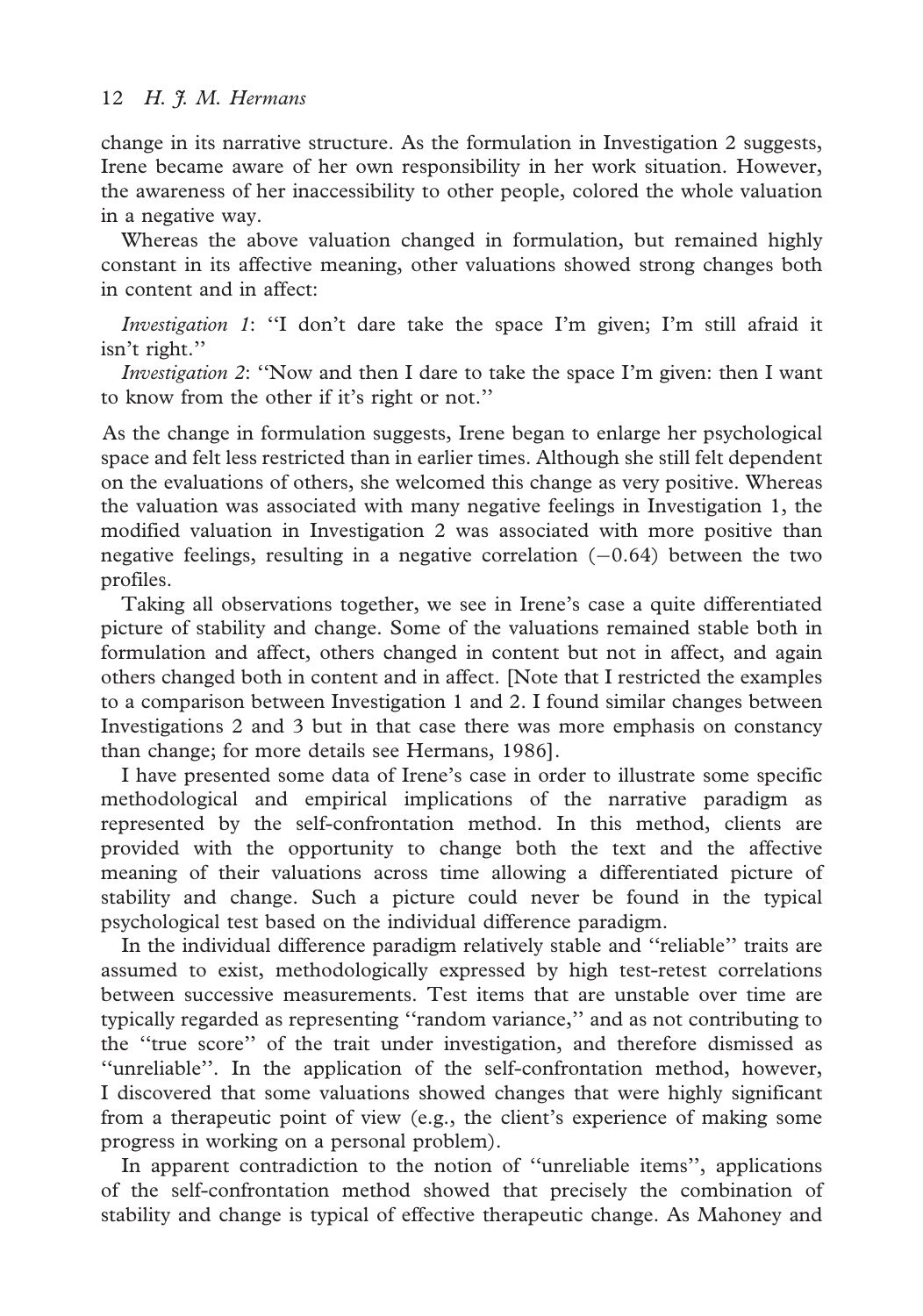change in its narrative structure. As the formulation in Investigation 2 suggests, Irene became aware of her own responsibility in her work situation. However, the awareness of her inaccessibility to other people, colored the whole valuation in a negative way.

Whereas the above valuation changed in formulation, but remained highly constant in its affective meaning, other valuations showed strong changes both in content and in affect:

> *Investigation 1*: "I don't dare take the space I'm given; I'm still afraid it isn't right."
>
> *Investigation 2*: "Now and then I dare to take the space I'm given: then I want to know from the other if it's right or not."

As the change in formulation suggests, Irene began to enlarge her psychological space and felt less restricted than in earlier times. Although she still felt dependent on the evaluations of others, she welcomed this change as very positive. Whereas the valuation was associated with many negative feelings in Investigation 1, the modified valuation in Investigation 2 was associated with more positive than negative feelings, resulting in a negative correlation ($-0.64$) between the two profiles.

Taking all observations together, we see in Irene's case a quite differentiated picture of stability and change. Some of the valuations remained stable both in formulation and affect, others changed in content but not in affect, and again others changed both in content and in affect. [Note that I restricted the examples to a comparison between Investigation 1 and 2. I found similar changes between Investigations 2 and 3 but in that case there was more emphasis on constancy than change; for more details see Hermans, 1986].

I have presented some data of Irene's case in order to illustrate some specific methodological and empirical implications of the narrative paradigm as represented by the self-confrontation method. In this method, clients are provided with the opportunity to change both the text and the affective meaning of their valuations across time allowing a differentiated picture of stability and change. Such a picture could never be found in the typical psychological test based on the individual difference paradigm.

In the individual difference paradigm relatively stable and "reliable" traits are assumed to exist, methodologically expressed by high test-retest correlations between successive measurements. Test items that are unstable over time are typically regarded as representing "random variance," and as not contributing to the "true score" of the trait under investigation, and therefore dismissed as "unreliable". In the application of the self-confrontation method, however, I discovered that some valuations showed changes that were highly significant from a therapeutic point of view (e.g., the client's experience of making some progress in working on a personal problem).

In apparent contradiction to the notion of "unreliable items", applications of the self-confrontation method showed that precisely the combination of stability and change is typical of effective therapeutic change. As Mahoney and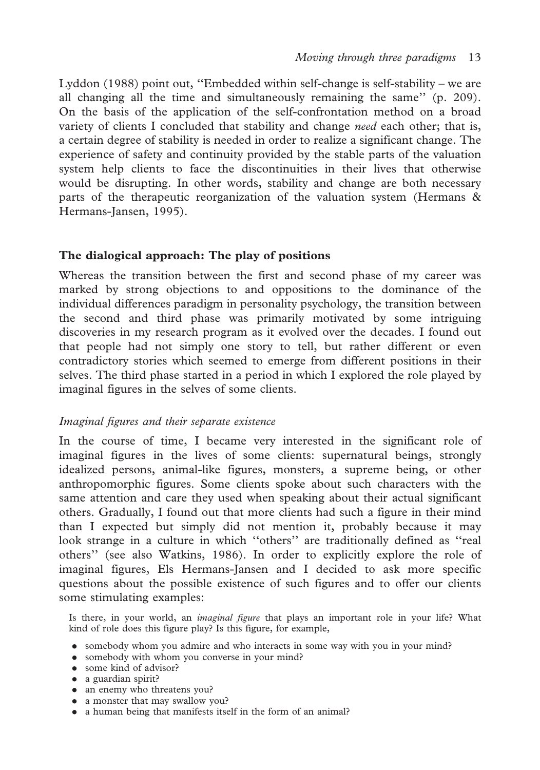Lyddon (1988) point out, ''Embedded within self-change is self-stability – we are all changing all the time and simultaneously remaining the same'' (p. 209). On the basis of the application of the self-confrontation method on a broad variety of clients I concluded that stability and change *need* each other; that is, a certain degree of stability is needed in order to realize a significant change. The experience of safety and continuity provided by the stable parts of the valuation system help clients to face the discontinuities in their lives that otherwise would be disrupting. In other words, stability and change are both necessary parts of the therapeutic reorganization of the valuation system (Hermans & Hermans-Jansen, 1995).

## The dialogical approach: The play of positions

Whereas the transition between the first and second phase of my career was marked by strong objections to and oppositions to the dominance of the individual differences paradigm in personality psychology, the transition between the second and third phase was primarily motivated by some intriguing discoveries in my research program as it evolved over the decades. I found out that people had not simply one story to tell, but rather different or even contradictory stories which seemed to emerge from different positions in their selves. The third phase started in a period in which I explored the role played by imaginal figures in the selves of some clients.

### *Imaginal figures and their separate existence*

In the course of time, I became very interested in the significant role of imaginal figures in the lives of some clients: supernatural beings, strongly idealized persons, animal-like figures, monsters, a supreme being, or other anthropomorphic figures. Some clients spoke about such characters with the same attention and care they used when speaking about their actual significant others. Gradually, I found out that more clients had such a figure in their mind than I expected but simply did not mention it, probably because it may look strange in a culture in which ''others'' are traditionally defined as ''real others'' (see also Watkins, 1986). In order to explicitly explore the role of imaginal figures, Els Hermans-Jansen and I decided to ask more specific questions about the possible existence of such figures and to offer our clients some stimulating examples:

> Is there, in your world, an *imaginal figure* that plays an important role in your life? What kind of role does this figure play? Is this figure, for example,
>
> - somebody whom you admire and who interacts in some way with you in your mind?
> - somebody with whom you converse in your mind?
> - some kind of advisor?
> - a guardian spirit?
> - an enemy who threatens you?
> - a monster that may swallow you?
> - a human being that manifests itself in the form of an animal?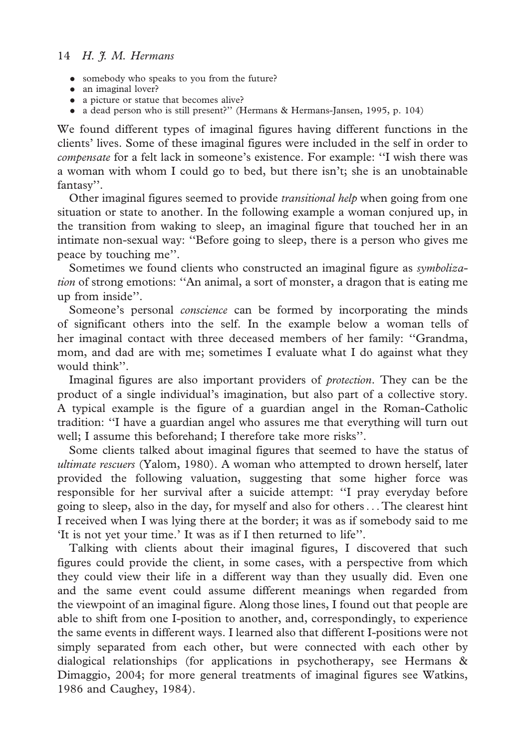- somebody who speaks to you from the future?
- an imaginal lover?
- a picture or statue that becomes alive?
- a dead person who is still present?" (Hermans & Hermans-Jansen, 1995, p. 104)

We found different types of imaginal figures having different functions in the clients' lives. Some of these imaginal figures were included in the self in order to *compensate* for a felt lack in someone's existence. For example: "I wish there was a woman with whom I could go to bed, but there isn't; she is an unobtainable fantasy".

Other imaginal figures seemed to provide *transitional help* when going from one situation or state to another. In the following example a woman conjured up, in the transition from waking to sleep, an imaginal figure that touched her in an intimate non-sexual way: "Before going to sleep, there is a person who gives me peace by touching me".

Sometimes we found clients who constructed an imaginal figure as *symbolization* of strong emotions: "An animal, a sort of monster, a dragon that is eating me up from inside".

Someone's personal *conscience* can be formed by incorporating the minds of significant others into the self. In the example below a woman tells of her imaginal contact with three deceased members of her family: "Grandma, mom, and dad are with me; sometimes I evaluate what I do against what they would think".

Imaginal figures are also important providers of *protection*. They can be the product of a single individual's imagination, but also part of a collective story. A typical example is the figure of a guardian angel in the Roman-Catholic tradition: "I have a guardian angel who assures me that everything will turn out well; I assume this beforehand; I therefore take more risks".

Some clients talked about imaginal figures that seemed to have the status of *ultimate rescuers* (Yalom, 1980). A woman who attempted to drown herself, later provided the following valuation, suggesting that some higher force was responsible for her survival after a suicide attempt: "I pray everyday before going to sleep, also in the day, for myself and also for others ... The clearest hint I received when I was lying there at the border; it was as if somebody said to me 'It is not yet your time.' It was as if I then returned to life".

Talking with clients about their imaginal figures, I discovered that such figures could provide the client, in some cases, with a perspective from which they could view their life in a different way than they usually did. Even one and the same event could assume different meanings when regarded from the viewpoint of an imaginal figure. Along those lines, I found out that people are able to shift from one I-position to another, and, correspondingly, to experience the same events in different ways. I learned also that different I-positions were not simply separated from each other, but were connected with each other by dialogical relationships (for applications in psychotherapy, see Hermans & Dimaggio, 2004; for more general treatments of imaginal figures see Watkins, 1986 and Caughey, 1984).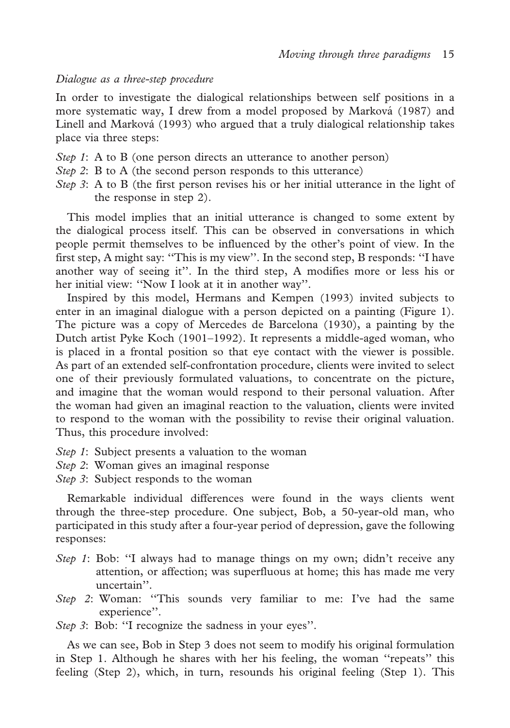*Dialogue as a three-step procedure*

In order to investigate the dialogical relationships between self positions in a more systematic way, I drew from a model proposed by Marková (1987) and Linell and Marková (1993) who argued that a truly dialogical relationship takes place via three steps:

*Step 1*: A to B (one person directs an utterance to another person)
*Step 2*: B to A (the second person responds to this utterance)
*Step 3*: A to B (the first person revises his or her initial utterance in the light of the response in step 2).

This model implies that an initial utterance is changed to some extent by the dialogical process itself. This can be observed in conversations in which people permit themselves to be influenced by the other's point of view. In the first step, A might say: ''This is my view''. In the second step, B responds: ''I have another way of seeing it''. In the third step, A modifies more or less his or her initial view: ''Now I look at it in another way''.

Inspired by this model, Hermans and Kempen (1993) invited subjects to enter in an imaginal dialogue with a person depicted on a painting (Figure 1). The picture was a copy of Mercedes de Barcelona (1930), a painting by the Dutch artist Pyke Koch (1901–1992). It represents a middle-aged woman, who is placed in a frontal position so that eye contact with the viewer is possible. As part of an extended self-confrontation procedure, clients were invited to select one of their previously formulated valuations, to concentrate on the picture, and imagine that the woman would respond to their personal valuation. After the woman had given an imaginal reaction to the valuation, clients were invited to respond to the woman with the possibility to revise their original valuation. Thus, this procedure involved:

*Step 1*: Subject presents a valuation to the woman
*Step 2*: Woman gives an imaginal response
*Step 3*: Subject responds to the woman

Remarkable individual differences were found in the ways clients went through the three-step procedure. One subject, Bob, a 50-year-old man, who participated in this study after a four-year period of depression, gave the following responses:

*Step 1*: Bob: ''I always had to manage things on my own; didn't receive any attention, or affection; was superfluous at home; this has made me very uncertain''.
*Step 2*: Woman: ''This sounds very familiar to me: I've had the same experience''.
*Step 3*: Bob: ''I recognize the sadness in your eyes''.

As we can see, Bob in Step 3 does not seem to modify his original formulation in Step 1. Although he shares with her his feeling, the woman ''repeats'' this feeling (Step 2), which, in turn, resounds his original feeling (Step 1). This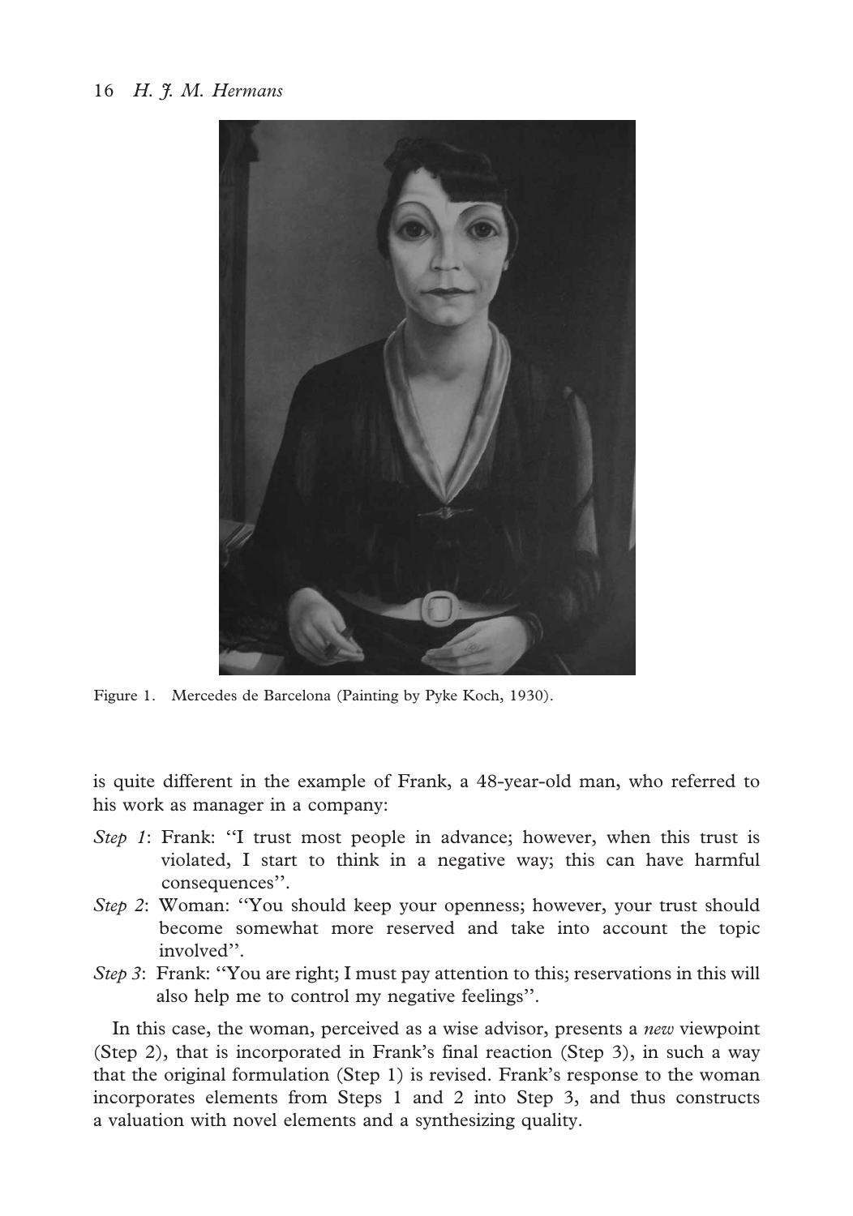Figure 1. Mercedes de Barcelona (Painting by Pyke Koch, 1930).

is quite different in the example of Frank, a 48-year-old man, who referred to his work as manager in a company:

*Step 1*: Frank: "I trust most people in advance; however, when this trust is violated, I start to think in a negative way; this can have harmful consequences".

*Step 2*: Woman: "You should keep your openness; however, your trust should become somewhat more reserved and take into account the topic involved".

*Step 3*: Frank: "You are right; I must pay attention to this; reservations in this will also help me to control my negative feelings".

In this case, the woman, perceived as a wise advisor, presents a *new* viewpoint (Step 2), that is incorporated in Frank's final reaction (Step 3), in such a way that the original formulation (Step 1) is revised. Frank's response to the woman incorporates elements from Steps 1 and 2 into Step 3, and thus constructs a valuation with novel elements and a synthesizing quality.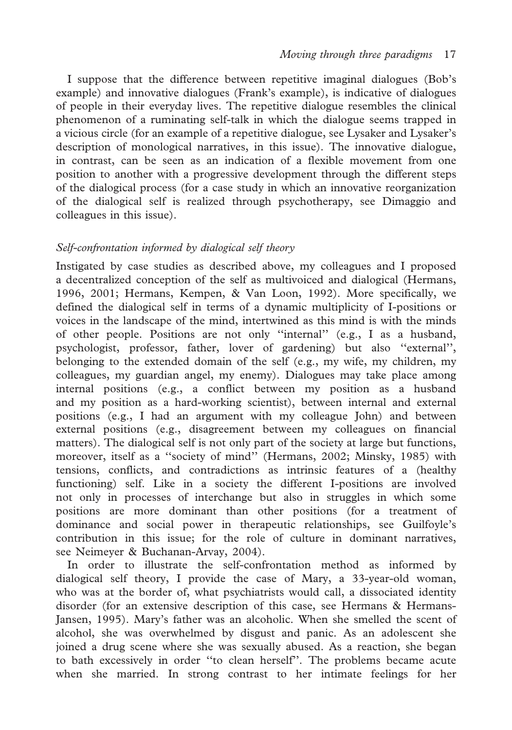I suppose that the difference between repetitive imaginal dialogues (Bob's example) and innovative dialogues (Frank's example), is indicative of dialogues of people in their everyday lives. The repetitive dialogue resembles the clinical phenomenon of a ruminating self-talk in which the dialogue seems trapped in a vicious circle (for an example of a repetitive dialogue, see Lysaker and Lysaker's description of monological narratives, in this issue). The innovative dialogue, in contrast, can be seen as an indication of a flexible movement from one position to another with a progressive development through the different steps of the dialogical process (for a case study in which an innovative reorganization of the dialogical self is realized through psychotherapy, see Dimaggio and colleagues in this issue).

### *Self-confrontation informed by dialogical self theory*

Instigated by case studies as described above, my colleagues and I proposed a decentralized conception of the self as multivoiced and dialogical (Hermans, 1996, 2001; Hermans, Kempen, & Van Loon, 1992). More specifically, we defined the dialogical self in terms of a dynamic multiplicity of I-positions or voices in the landscape of the mind, intertwined as this mind is with the minds of other people. Positions are not only "internal" (e.g., I as a husband, psychologist, professor, father, lover of gardening) but also "external", belonging to the extended domain of the self (e.g., my wife, my children, my colleagues, my guardian angel, my enemy). Dialogues may take place among internal positions (e.g., a conflict between my position as a husband and my position as a hard-working scientist), between internal and external positions (e.g., I had an argument with my colleague John) and between external positions (e.g., disagreement between my colleagues on financial matters). The dialogical self is not only part of the society at large but functions, moreover, itself as a "society of mind" (Hermans, 2002; Minsky, 1985) with tensions, conflicts, and contradictions as intrinsic features of a (healthy functioning) self. Like in a society the different I-positions are involved not only in processes of interchange but also in struggles in which some positions are more dominant than other positions (for a treatment of dominance and social power in therapeutic relationships, see Guilfoyle's contribution in this issue; for the role of culture in dominant narratives, see Neimeyer & Buchanan-Arvay, 2004).

In order to illustrate the self-confrontation method as informed by dialogical self theory, I provide the case of Mary, a 33-year-old woman, who was at the border of, what psychiatrists would call, a dissociated identity disorder (for an extensive description of this case, see Hermans & Hermans-Jansen, 1995). Mary's father was an alcoholic. When she smelled the scent of alcohol, she was overwhelmed by disgust and panic. As an adolescent she joined a drug scene where she was sexually abused. As a reaction, she began to bath excessively in order "to clean herself". The problems became acute when she married. In strong contrast to her intimate feelings for her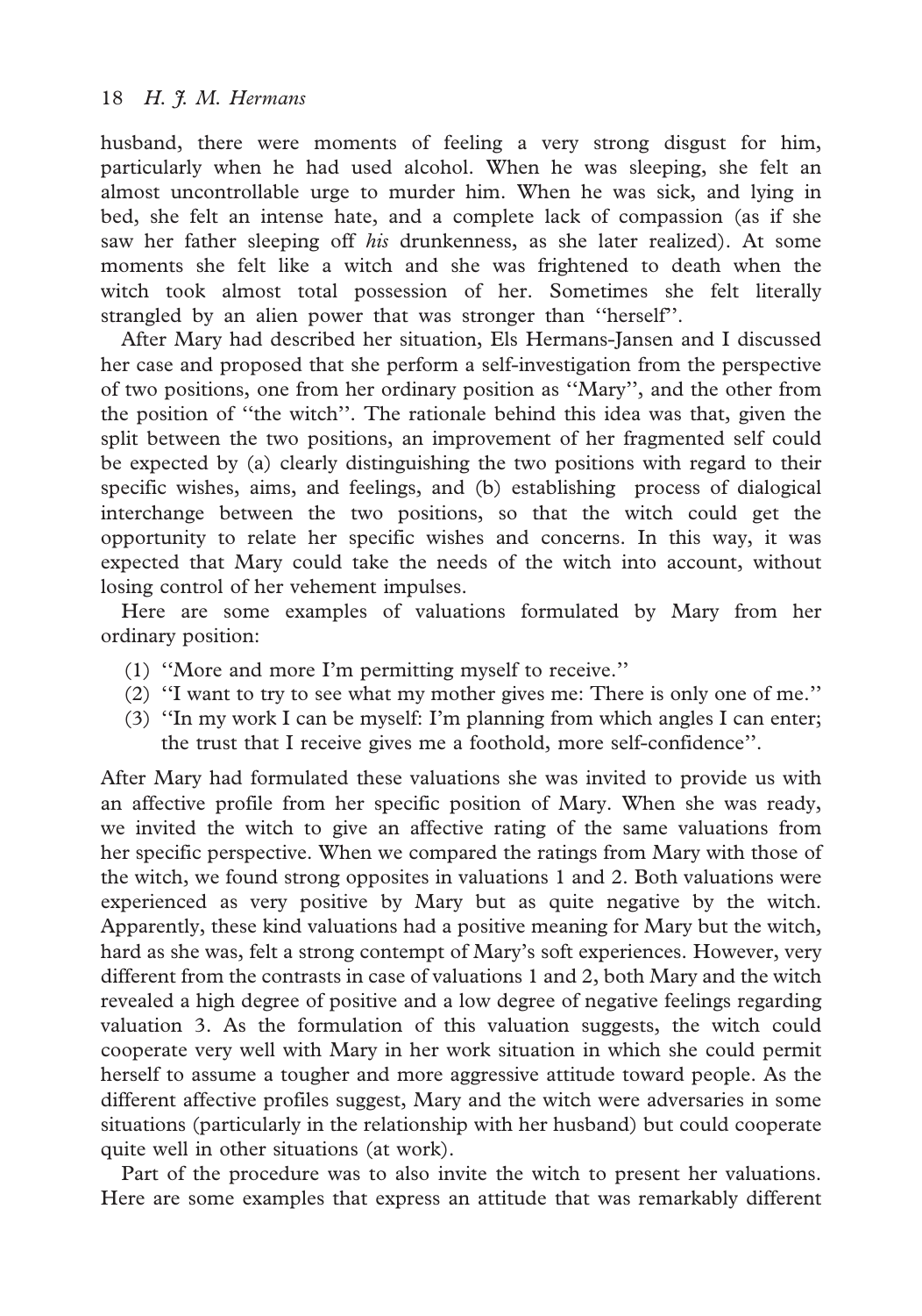husband, there were moments of feeling a very strong disgust for him, particularly when he had used alcohol. When he was sleeping, she felt an almost uncontrollable urge to murder him. When he was sick, and lying in bed, she felt an intense hate, and a complete lack of compassion (as if she saw her father sleeping off *his* drunkenness, as she later realized). At some moments she felt like a witch and she was frightened to death when the witch took almost total possession of her. Sometimes she felt literally strangled by an alien power that was stronger than ''herself''.

After Mary had described her situation, Els Hermans-Jansen and I discussed her case and proposed that she perform a self-investigation from the perspective of two positions, one from her ordinary position as ''Mary'', and the other from the position of ''the witch''. The rationale behind this idea was that, given the split between the two positions, an improvement of her fragmented self could be expected by (a) clearly distinguishing the two positions with regard to their specific wishes, aims, and feelings, and (b) establishing process of dialogical interchange between the two positions, so that the witch could get the opportunity to relate her specific wishes and concerns. In this way, it was expected that Mary could take the needs of the witch into account, without losing control of her vehement impulses.

Here are some examples of valuations formulated by Mary from her ordinary position:

(1) ''More and more I'm permitting myself to receive.''
(2) ''I want to try to see what my mother gives me: There is only one of me.''
(3) ''In my work I can be myself: I'm planning from which angles I can enter; the trust that I receive gives me a foothold, more self-confidence''.

After Mary had formulated these valuations she was invited to provide us with an affective profile from her specific position of Mary. When she was ready, we invited the witch to give an affective rating of the same valuations from her specific perspective. When we compared the ratings from Mary with those of the witch, we found strong opposites in valuations 1 and 2. Both valuations were experienced as very positive by Mary but as quite negative by the witch. Apparently, these kind valuations had a positive meaning for Mary but the witch, hard as she was, felt a strong contempt of Mary's soft experiences. However, very different from the contrasts in case of valuations 1 and 2, both Mary and the witch revealed a high degree of positive and a low degree of negative feelings regarding valuation 3. As the formulation of this valuation suggests, the witch could cooperate very well with Mary in her work situation in which she could permit herself to assume a tougher and more aggressive attitude toward people. As the different affective profiles suggest, Mary and the witch were adversaries in some situations (particularly in the relationship with her husband) but could cooperate quite well in other situations (at work).

Part of the procedure was to also invite the witch to present her valuations. Here are some examples that express an attitude that was remarkably different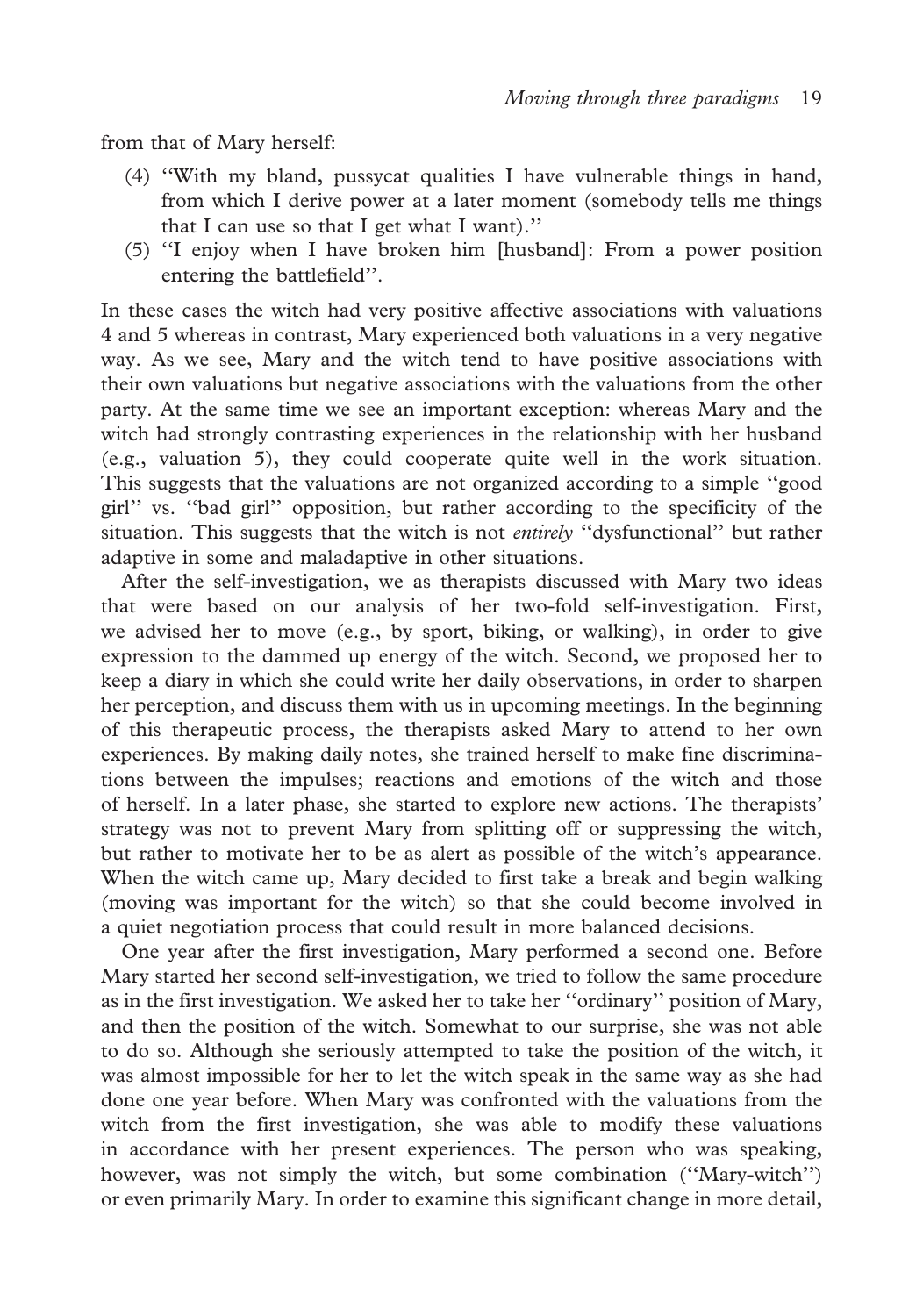from that of Mary herself:

(4) "With my bland, pussycat qualities I have vulnerable things in hand, from which I derive power at a later moment (somebody tells me things that I can use so that I get what I want)."

(5) "I enjoy when I have broken him [husband]: From a power position entering the battlefield".

In these cases the witch had very positive affective associations with valuations 4 and 5 whereas in contrast, Mary experienced both valuations in a very negative way. As we see, Mary and the witch tend to have positive associations with their own valuations but negative associations with the valuations from the other party. At the same time we see an important exception: whereas Mary and the witch had strongly contrasting experiences in the relationship with her husband (e.g., valuation 5), they could cooperate quite well in the work situation. This suggests that the valuations are not organized according to a simple "good girl" vs. "bad girl" opposition, but rather according to the specificity of the situation. This suggests that the witch is not *entirely* "dysfunctional" but rather adaptive in some and maladaptive in other situations.

After the self-investigation, we as therapists discussed with Mary two ideas that were based on our analysis of her two-fold self-investigation. First, we advised her to move (e.g., by sport, biking, or walking), in order to give expression to the dammed up energy of the witch. Second, we proposed her to keep a diary in which she could write her daily observations, in order to sharpen her perception, and discuss them with us in upcoming meetings. In the beginning of this therapeutic process, the therapists asked Mary to attend to her own experiences. By making daily notes, she trained herself to make fine discriminations between the impulses; reactions and emotions of the witch and those of herself. In a later phase, she started to explore new actions. The therapists' strategy was not to prevent Mary from splitting off or suppressing the witch, but rather to motivate her to be as alert as possible of the witch's appearance. When the witch came up, Mary decided to first take a break and begin walking (moving was important for the witch) so that she could become involved in a quiet negotiation process that could result in more balanced decisions.

One year after the first investigation, Mary performed a second one. Before Mary started her second self-investigation, we tried to follow the same procedure as in the first investigation. We asked her to take her "ordinary" position of Mary, and then the position of the witch. Somewhat to our surprise, she was not able to do so. Although she seriously attempted to take the position of the witch, it was almost impossible for her to let the witch speak in the same way as she had done one year before. When Mary was confronted with the valuations from the witch from the first investigation, she was able to modify these valuations in accordance with her present experiences. The person who was speaking, however, was not simply the witch, but some combination ("Mary-witch") or even primarily Mary. In order to examine this significant change in more detail,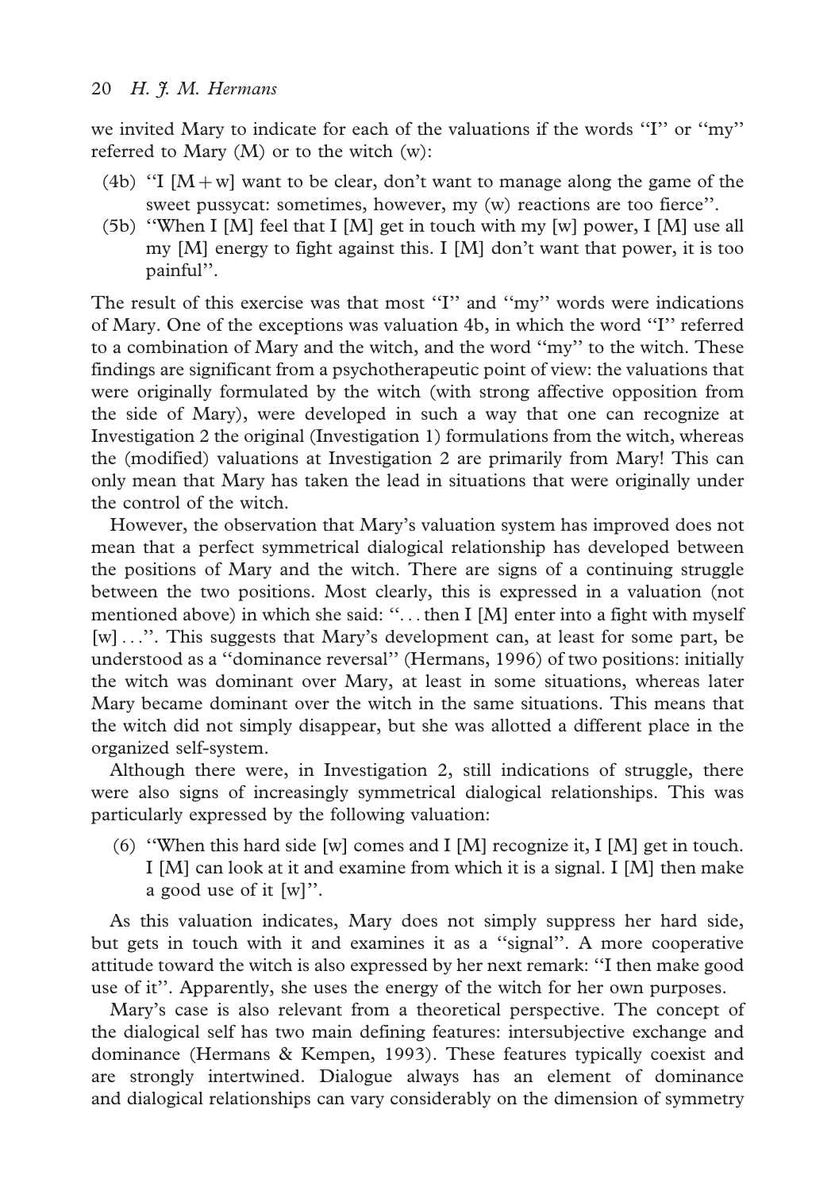we invited Mary to indicate for each of the valuations if the words "I" or "my" referred to Mary (M) or to the witch (w):

(4b) "I [M + w] want to be clear, don't want to manage along the game of the sweet pussycat: sometimes, however, my (w) reactions are too fierce".

(5b) "When I [M] feel that I [M] get in touch with my [w] power, I [M] use all my [M] energy to fight against this. I [M] don't want that power, it is too painful".

The result of this exercise was that most "I" and "my" words were indications of Mary. One of the exceptions was valuation 4b, in which the word "I" referred to a combination of Mary and the witch, and the word "my" to the witch. These findings are significant from a psychotherapeutic point of view: the valuations that were originally formulated by the witch (with strong affective opposition from the side of Mary), were developed in such a way that one can recognize at Investigation 2 the original (Investigation 1) formulations from the witch, whereas the (modified) valuations at Investigation 2 are primarily from Mary! This can only mean that Mary has taken the lead in situations that were originally under the control of the witch.

However, the observation that Mary's valuation system has improved does not mean that a perfect symmetrical dialogical relationship has developed between the positions of Mary and the witch. There are signs of a continuing struggle between the two positions. Most clearly, this is expressed in a valuation (not mentioned above) in which she said: "... then I [M] enter into a fight with myself [w] ...". This suggests that Mary's development can, at least for some part, be understood as a "dominance reversal" (Hermans, 1996) of two positions: initially the witch was dominant over Mary, at least in some situations, whereas later Mary became dominant over the witch in the same situations. This means that the witch did not simply disappear, but she was allotted a different place in the organized self-system.

Although there were, in Investigation 2, still indications of struggle, there were also signs of increasingly symmetrical dialogical relationships. This was particularly expressed by the following valuation:

(6) "When this hard side [w] comes and I [M] recognize it, I [M] get in touch. I [M] can look at it and examine from which it is a signal. I [M] then make a good use of it [w]".

As this valuation indicates, Mary does not simply suppress her hard side, but gets in touch with it and examines it as a "signal". A more cooperative attitude toward the witch is also expressed by her next remark: "I then make good use of it". Apparently, she uses the energy of the witch for her own purposes.

Mary's case is also relevant from a theoretical perspective. The concept of the dialogical self has two main defining features: intersubjective exchange and dominance (Hermans & Kempen, 1993). These features typically coexist and are strongly intertwined. Dialogue always has an element of dominance and dialogical relationships can vary considerably on the dimension of symmetry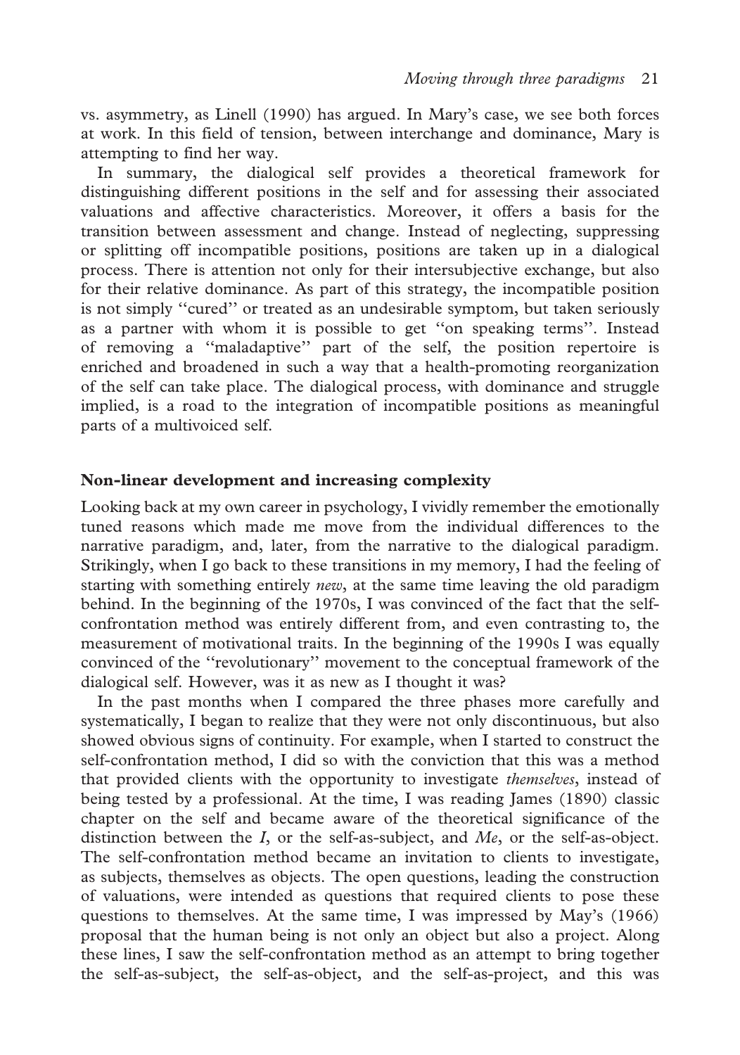vs. asymmetry, as Linell (1990) has argued. In Mary's case, we see both forces at work. In this field of tension, between interchange and dominance, Mary is attempting to find her way.

In summary, the dialogical self provides a theoretical framework for distinguishing different positions in the self and for assessing their associated valuations and affective characteristics. Moreover, it offers a basis for the transition between assessment and change. Instead of neglecting, suppressing or splitting off incompatible positions, positions are taken up in a dialogical process. There is attention not only for their intersubjective exchange, but also for their relative dominance. As part of this strategy, the incompatible position is not simply ''cured'' or treated as an undesirable symptom, but taken seriously as a partner with whom it is possible to get ''on speaking terms''. Instead of removing a ''maladaptive'' part of the self, the position repertoire is enriched and broadened in such a way that a health-promoting reorganization of the self can take place. The dialogical process, with dominance and struggle implied, is a road to the integration of incompatible positions as meaningful parts of a multivoiced self.

## Non-linear development and increasing complexity

Looking back at my own career in psychology, I vividly remember the emotionally tuned reasons which made me move from the individual differences to the narrative paradigm, and, later, from the narrative to the dialogical paradigm. Strikingly, when I go back to these transitions in my memory, I had the feeling of starting with something entirely *new*, at the same time leaving the old paradigm behind. In the beginning of the 1970s, I was convinced of the fact that the self-confrontation method was entirely different from, and even contrasting to, the measurement of motivational traits. In the beginning of the 1990s I was equally convinced of the ''revolutionary'' movement to the conceptual framework of the dialogical self. However, was it as new as I thought it was?

In the past months when I compared the three phases more carefully and systematically, I began to realize that they were not only discontinuous, but also showed obvious signs of continuity. For example, when I started to construct the self-confrontation method, I did so with the conviction that this was a method that provided clients with the opportunity to investigate *themselves*, instead of being tested by a professional. At the time, I was reading James (1890) classic chapter on the self and became aware of the theoretical significance of the distinction between the *I*, or the self-as-subject, and *Me*, or the self-as-object. The self-confrontation method became an invitation to clients to investigate, as subjects, themselves as objects. The open questions, leading the construction of valuations, were intended as questions that required clients to pose these questions to themselves. At the same time, I was impressed by May's (1966) proposal that the human being is not only an object but also a project. Along these lines, I saw the self-confrontation method as an attempt to bring together the self-as-subject, the self-as-object, and the self-as-project, and this was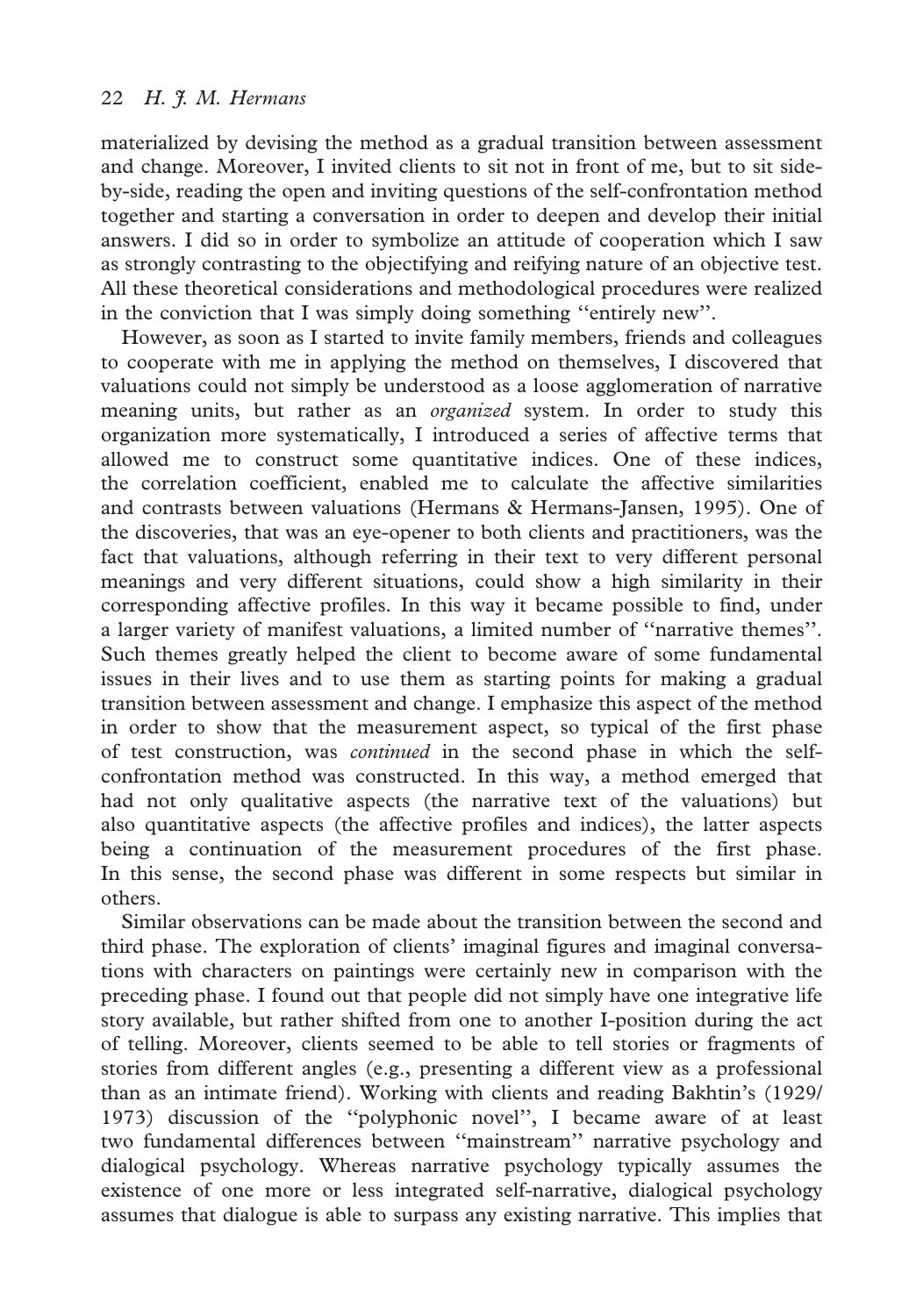materialized by devising the method as a gradual transition between assessment and change. Moreover, I invited clients to sit not in front of me, but to sit side-by-side, reading the open and inviting questions of the self-confrontation method together and starting a conversation in order to deepen and develop their initial answers. I did so in order to symbolize an attitude of cooperation which I saw as strongly contrasting to the objectifying and reifying nature of an objective test. All these theoretical considerations and methodological procedures were realized in the conviction that I was simply doing something ''entirely new''.

However, as soon as I started to invite family members, friends and colleagues to cooperate with me in applying the method on themselves, I discovered that valuations could not simply be understood as a loose agglomeration of narrative meaning units, but rather as an *organized* system. In order to study this organization more systematically, I introduced a series of affective terms that allowed me to construct some quantitative indices. One of these indices, the correlation coefficient, enabled me to calculate the affective similarities and contrasts between valuations (Hermans & Hermans-Jansen, 1995). One of the discoveries, that was an eye-opener to both clients and practitioners, was the fact that valuations, although referring in their text to very different personal meanings and very different situations, could show a high similarity in their corresponding affective profiles. In this way it became possible to find, under a larger variety of manifest valuations, a limited number of ''narrative themes''. Such themes greatly helped the client to become aware of some fundamental issues in their lives and to use them as starting points for making a gradual transition between assessment and change. I emphasize this aspect of the method in order to show that the measurement aspect, so typical of the first phase of test construction, was *continued* in the second phase in which the self-confrontation method was constructed. In this way, a method emerged that had not only qualitative aspects (the narrative text of the valuations) but also quantitative aspects (the affective profiles and indices), the latter aspects being a continuation of the measurement procedures of the first phase. In this sense, the second phase was different in some respects but similar in others.

Similar observations can be made about the transition between the second and third phase. The exploration of clients' imaginal figures and imaginal conversations with characters on paintings were certainly new in comparison with the preceding phase. I found out that people did not simply have one integrative life story available, but rather shifted from one to another I-position during the act of telling. Moreover, clients seemed to be able to tell stories or fragments of stories from different angles (e.g., presenting a different view as a professional than as an intimate friend). Working with clients and reading Bakhtin's (1929/1973) discussion of the ''polyphonic novel'', I became aware of at least two fundamental differences between ''mainstream'' narrative psychology and dialogical psychology. Whereas narrative psychology typically assumes the existence of one more or less integrated self-narrative, dialogical psychology assumes that dialogue is able to surpass any existing narrative. This implies that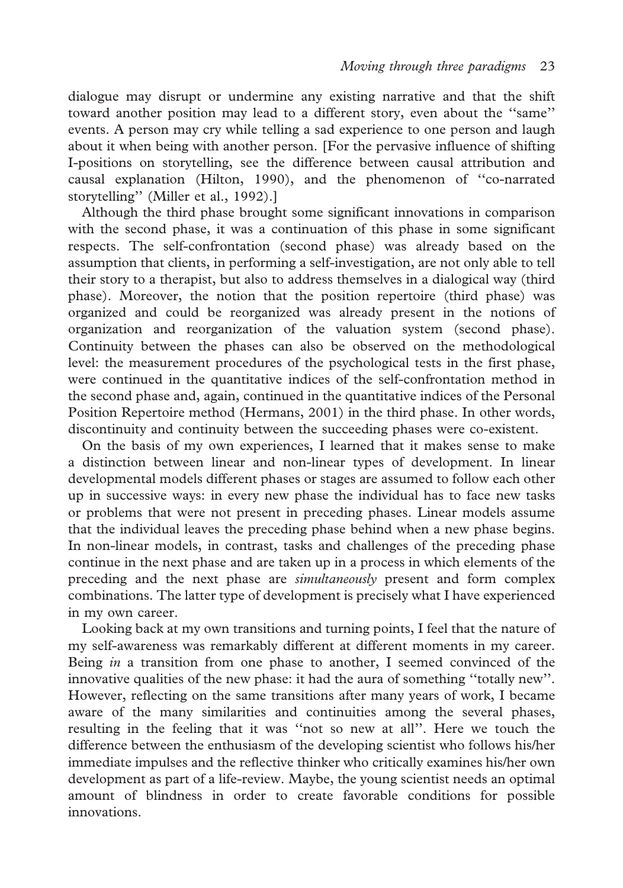dialogue may disrupt or undermine any existing narrative and that the shift toward another position may lead to a different story, even about the ''same'' events. A person may cry while telling a sad experience to one person and laugh about it when being with another person. [For the pervasive influence of shifting I-positions on storytelling, see the difference between causal attribution and causal explanation (Hilton, 1990), and the phenomenon of ''co-narrated storytelling'' (Miller et al., 1992).]

Although the third phase brought some significant innovations in comparison with the second phase, it was a continuation of this phase in some significant respects. The self-confrontation (second phase) was already based on the assumption that clients, in performing a self-investigation, are not only able to tell their story to a therapist, but also to address themselves in a dialogical way (third phase). Moreover, the notion that the position repertoire (third phase) was organized and could be reorganized was already present in the notions of organization and reorganization of the valuation system (second phase). Continuity between the phases can also be observed on the methodological level: the measurement procedures of the psychological tests in the first phase, were continued in the quantitative indices of the self-confrontation method in the second phase and, again, continued in the quantitative indices of the Personal Position Repertoire method (Hermans, 2001) in the third phase. In other words, discontinuity and continuity between the succeeding phases were co-existent.

On the basis of my own experiences, I learned that it makes sense to make a distinction between linear and non-linear types of development. In linear developmental models different phases or stages are assumed to follow each other up in successive ways: in every new phase the individual has to face new tasks or problems that were not present in preceding phases. Linear models assume that the individual leaves the preceding phase behind when a new phase begins. In non-linear models, in contrast, tasks and challenges of the preceding phase continue in the next phase and are taken up in a process in which elements of the preceding and the next phase are *simultaneously* present and form complex combinations. The latter type of development is precisely what I have experienced in my own career.

Looking back at my own transitions and turning points, I feel that the nature of my self-awareness was remarkably different at different moments in my career. Being *in* a transition from one phase to another, I seemed convinced of the innovative qualities of the new phase: it had the aura of something ''totally new''. However, reflecting on the same transitions after many years of work, I became aware of the many similarities and continuities among the several phases, resulting in the feeling that it was ''not so new at all''. Here we touch the difference between the enthusiasm of the developing scientist who follows his/her immediate impulses and the reflective thinker who critically examines his/her own development as part of a life-review. Maybe, the young scientist needs an optimal amount of blindness in order to create favorable conditions for possible innovations.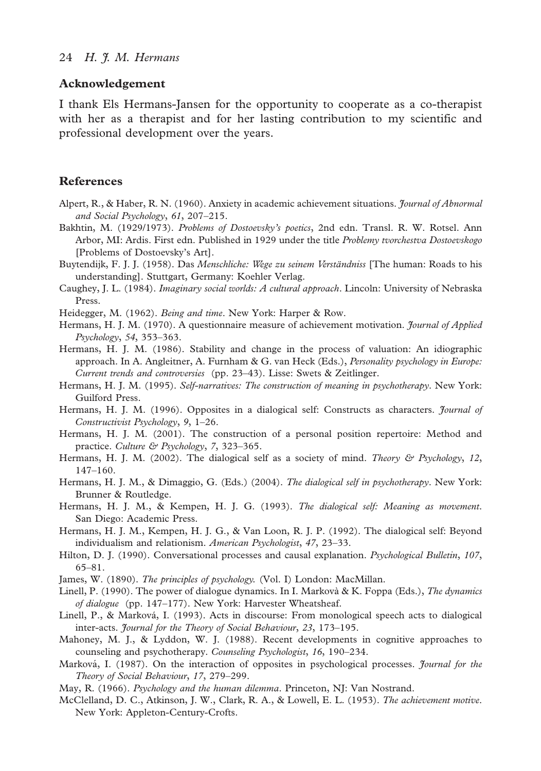## Acknowledgement

I thank Els Hermans-Jansen for the opportunity to cooperate as a co-therapist with her as a therapist and for her lasting contribution to my scientific and professional development over the years.

## References

Alpert, R., & Haber, R. N. (1960). Anxiety in academic achievement situations. *Journal of Abnormal and Social Psychology*, *61*, 207–215.

Bakhtin, M. (1929/1973). *Problems of Dostoevsky's poetics*, 2nd edn. Transl. R. W. Rotsel. Ann Arbor, MI: Ardis. First edn. Published in 1929 under the title *Problemy tvorchestva Dostoevskogo* [Problems of Dostoevsky's Art].

Buytendijk, F. J. J. (1958). Das *Menschliche: Wege zu seinem Verständniss* [The human: Roads to his understanding]. Stuttgart, Germany: Koehler Verlag.

Caughey, J. L. (1984). *Imaginary social worlds: A cultural approach*. Lincoln: University of Nebraska Press.

Heidegger, M. (1962). *Being and time*. New York: Harper & Row.

Hermans, H. J. M. (1970). A questionnaire measure of achievement motivation. *Journal of Applied Psychology*, *54*, 353–363.

Hermans, H. J. M. (1986). Stability and change in the process of valuation: An idiographic approach. In A. Angleitner, A. Furnham & G. van Heck (Eds.), *Personality psychology in Europe: Current trends and controversies* (pp. 23–43). Lisse: Swets & Zeitlinger.

Hermans, H. J. M. (1995). *Self-narratives: The construction of meaning in psychotherapy*. New York: Guilford Press.

Hermans, H. J. M. (1996). Opposites in a dialogical self: Constructs as characters. *Journal of Constructivist Psychology*, *9*, 1–26.

Hermans, H. J. M. (2001). The construction of a personal position repertoire: Method and practice. *Culture & Psychology*, *7*, 323–365.

Hermans, H. J. M. (2002). The dialogical self as a society of mind. *Theory & Psychology*, *12*, 147–160.

Hermans, H. J. M., & Dimaggio, G. (Eds.) (2004). *The dialogical self in psychotherapy*. New York: Brunner & Routledge.

Hermans, H. J. M., & Kempen, H. J. G. (1993). *The dialogical self: Meaning as movement*. San Diego: Academic Press.

Hermans, H. J. M., Kempen, H. J. G., & Van Loon, R. J. P. (1992). The dialogical self: Beyond individualism and relationism. *American Psychologist*, *47*, 23–33.

Hilton, D. J. (1990). Conversational processes and causal explanation. *Psychological Bulletin*, *107*, 65–81.

James, W. (1890). *The principles of psychology.* (Vol. I) London: MacMillan.

Linell, P. (1990). The power of dialogue dynamics. In I. Markovà & K. Foppa (Eds.), *The dynamics of dialogue* (pp. 147–177). New York: Harvester Wheatsheaf.

Linell, P., & Marková, I. (1993). Acts in discourse: From monological speech acts to dialogical inter-acts. *Journal for the Theory of Social Behaviour*, *23*, 173–195.

Mahoney, M. J., & Lyddon, W. J. (1988). Recent developments in cognitive approaches to counseling and psychotherapy. *Counseling Psychologist*, *16*, 190–234.

Marková, I. (1987). On the interaction of opposites in psychological processes. *Journal for the Theory of Social Behaviour*, *17*, 279–299.

May, R. (1966). *Psychology and the human dilemma*. Princeton, NJ: Van Nostrand.

McClelland, D. C., Atkinson, J. W., Clark, R. A., & Lowell, E. L. (1953). *The achievement motive*. New York: Appleton-Century-Crofts.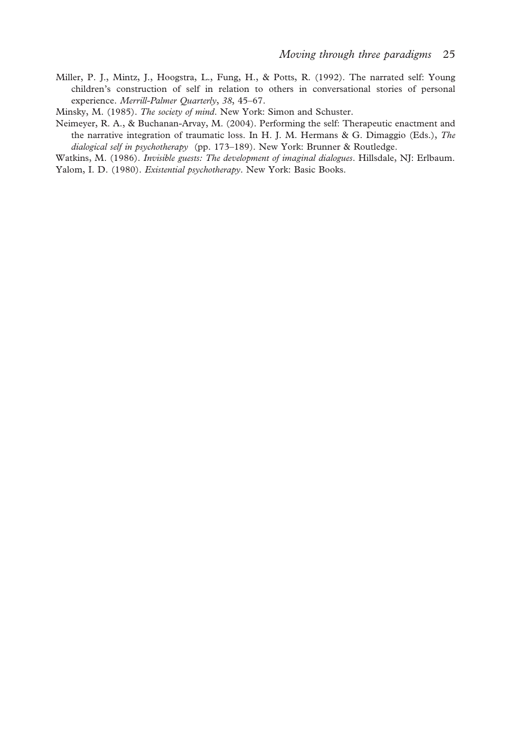Miller, P. J., Mintz, J., Hoogstra, L., Fung, H., & Potts, R. (1992). The narrated self: Young children's construction of self in relation to others in conversational stories of personal experience. *Merrill-Palmer Quarterly*, *38*, 45–67.

Minsky, M. (1985). *The society of mind*. New York: Simon and Schuster.

Neimeyer, R. A., & Buchanan-Arvay, M. (2004). Performing the self: Therapeutic enactment and the narrative integration of traumatic loss. In H. J. M. Hermans & G. Dimaggio (Eds.), *The dialogical self in psychotherapy* (pp. 173–189). New York: Brunner & Routledge.

Watkins, M. (1986). *Invisible guests: The development of imaginal dialogues*. Hillsdale, NJ: Erlbaum.

Yalom, I. D. (1980). *Existential psychotherapy*. New York: Basic Books.